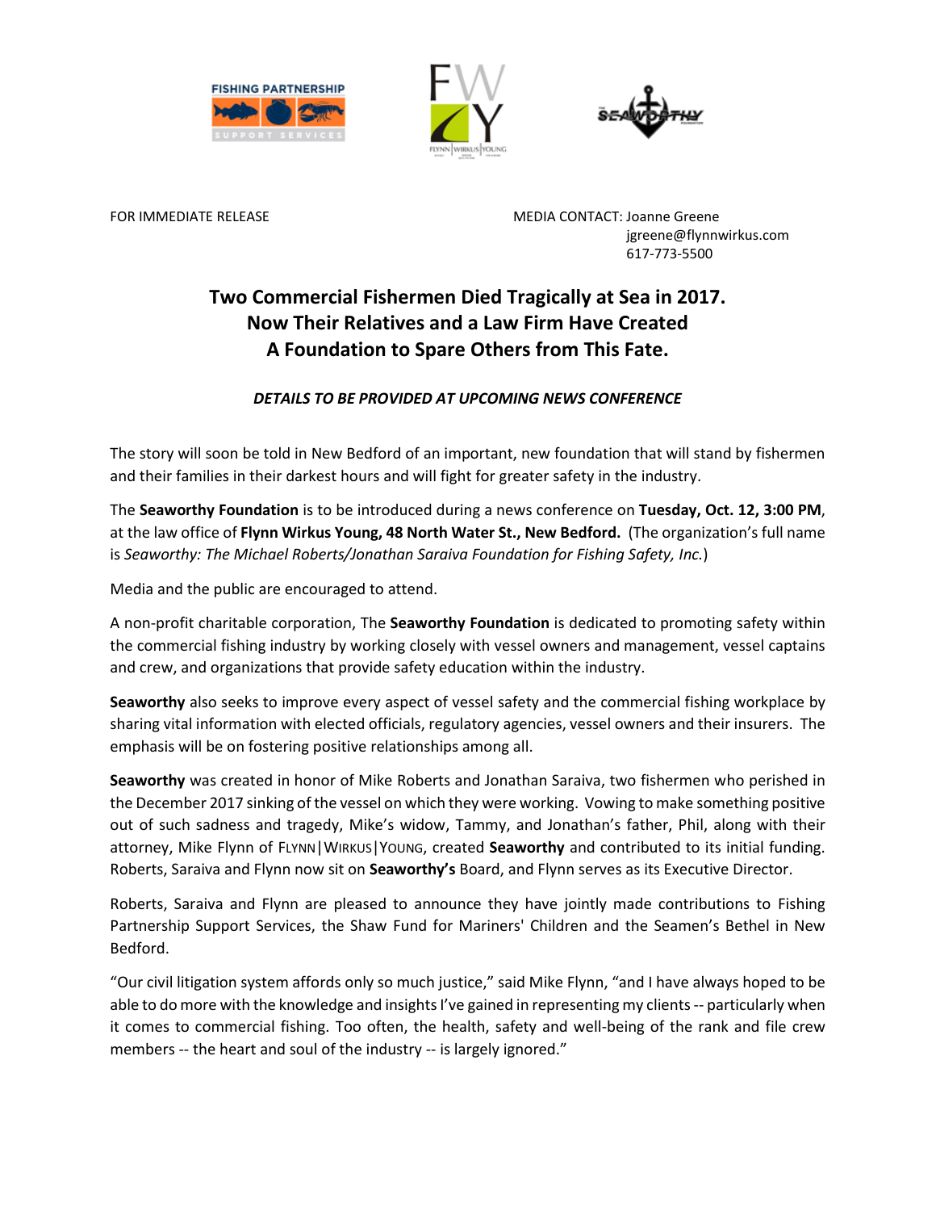FOR IMMEDIATE RELEASE

MEDIA CONTACT: Joanne Greene
jgreene@flynnwirkus.com
617-773-5500

# Two Commercial Fishermen Died Tragically at Sea in 2017. Now Their Relatives and a Law Firm Have Created A Foundation to Spare Others from This Fate.

***DETAILS TO BE PROVIDED AT UPCOMING NEWS CONFERENCE***

The story will soon be told in New Bedford of an important, new foundation that will stand by fishermen and their families in their darkest hours and will fight for greater safety in the industry.

The **Seaworthy Foundation** is to be introduced during a news conference on **Tuesday, Oct. 12, 3:00 PM**, at the law office of **Flynn Wirkus Young, 48 North Water St., New Bedford.** (The organization's full name is *Seaworthy: The Michael Roberts/Jonathan Saraiva Foundation for Fishing Safety, Inc.*)

Media and the public are encouraged to attend.

A non-profit charitable corporation, The **Seaworthy Foundation** is dedicated to promoting safety within the commercial fishing industry by working closely with vessel owners and management, vessel captains and crew, and organizations that provide safety education within the industry.

**Seaworthy** also seeks to improve every aspect of vessel safety and the commercial fishing workplace by sharing vital information with elected officials, regulatory agencies, vessel owners and their insurers. The emphasis will be on fostering positive relationships among all.

**Seaworthy** was created in honor of Mike Roberts and Jonathan Saraiva, two fishermen who perished in the December 2017 sinking of the vessel on which they were working. Vowing to make something positive out of such sadness and tragedy, Mike's widow, Tammy, and Jonathan's father, Phil, along with their attorney, Mike Flynn of FLYNN|WIRKUS|YOUNG, created **Seaworthy** and contributed to its initial funding. Roberts, Saraiva and Flynn now sit on **Seaworthy's** Board, and Flynn serves as its Executive Director.

Roberts, Saraiva and Flynn are pleased to announce they have jointly made contributions to Fishing Partnership Support Services, the Shaw Fund for Mariners' Children and the Seamen's Bethel in New Bedford.

"Our civil litigation system affords only so much justice," said Mike Flynn, "and I have always hoped to be able to do more with the knowledge and insights I've gained in representing my clients -- particularly when it comes to commercial fishing. Too often, the health, safety and well-being of the rank and file crew members -- the heart and soul of the industry -- is largely ignored."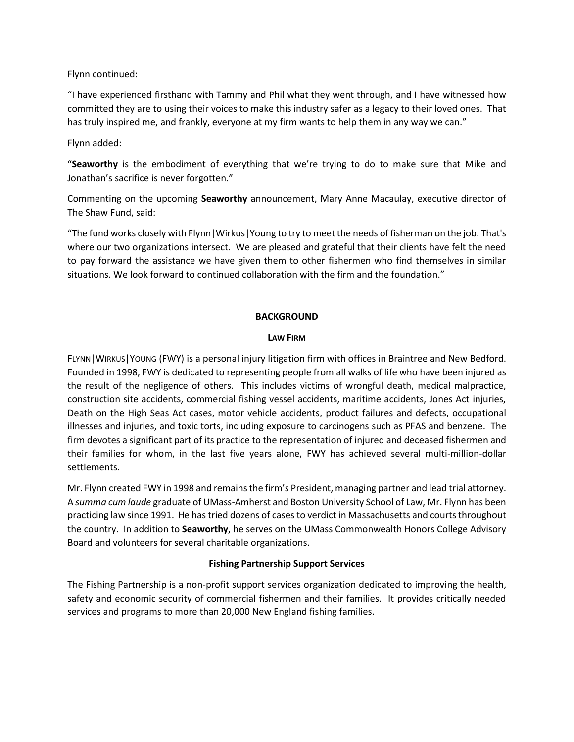Flynn continued:

"I have experienced firsthand with Tammy and Phil what they went through, and I have witnessed how committed they are to using their voices to make this industry safer as a legacy to their loved ones. That has truly inspired me, and frankly, everyone at my firm wants to help them in any way we can."

Flynn added:

"**Seaworthy** is the embodiment of everything that we're trying to do to make sure that Mike and Jonathan's sacrifice is never forgotten."

Commenting on the upcoming **Seaworthy** announcement, Mary Anne Macaulay, executive director of The Shaw Fund, said:

"The fund works closely with Flynn|Wirkus|Young to try to meet the needs of fisherman on the job. That's where our two organizations intersect. We are pleased and grateful that their clients have felt the need to pay forward the assistance we have given them to other fishermen who find themselves in similar situations. We look forward to continued collaboration with the firm and the foundation."

## BACKGROUND

### LAW FIRM

FLYNN|WIRKUS|YOUNG (FWY) is a personal injury litigation firm with offices in Braintree and New Bedford. Founded in 1998, FWY is dedicated to representing people from all walks of life who have been injured as the result of the negligence of others. This includes victims of wrongful death, medical malpractice, construction site accidents, commercial fishing vessel accidents, maritime accidents, Jones Act injuries, Death on the High Seas Act cases, motor vehicle accidents, product failures and defects, occupational illnesses and injuries, and toxic torts, including exposure to carcinogens such as PFAS and benzene. The firm devotes a significant part of its practice to the representation of injured and deceased fishermen and their families for whom, in the last five years alone, FWY has achieved several multi-million-dollar settlements.

Mr. Flynn created FWY in 1998 and remains the firm's President, managing partner and lead trial attorney. A *summa cum laude* graduate of UMass-Amherst and Boston University School of Law, Mr. Flynn has been practicing law since 1991. He has tried dozens of cases to verdict in Massachusetts and courts throughout the country. In addition to **Seaworthy**, he serves on the UMass Commonwealth Honors College Advisory Board and volunteers for several charitable organizations.

### Fishing Partnership Support Services

The Fishing Partnership is a non-profit support services organization dedicated to improving the health, safety and economic security of commercial fishermen and their families. It provides critically needed services and programs to more than 20,000 New England fishing families.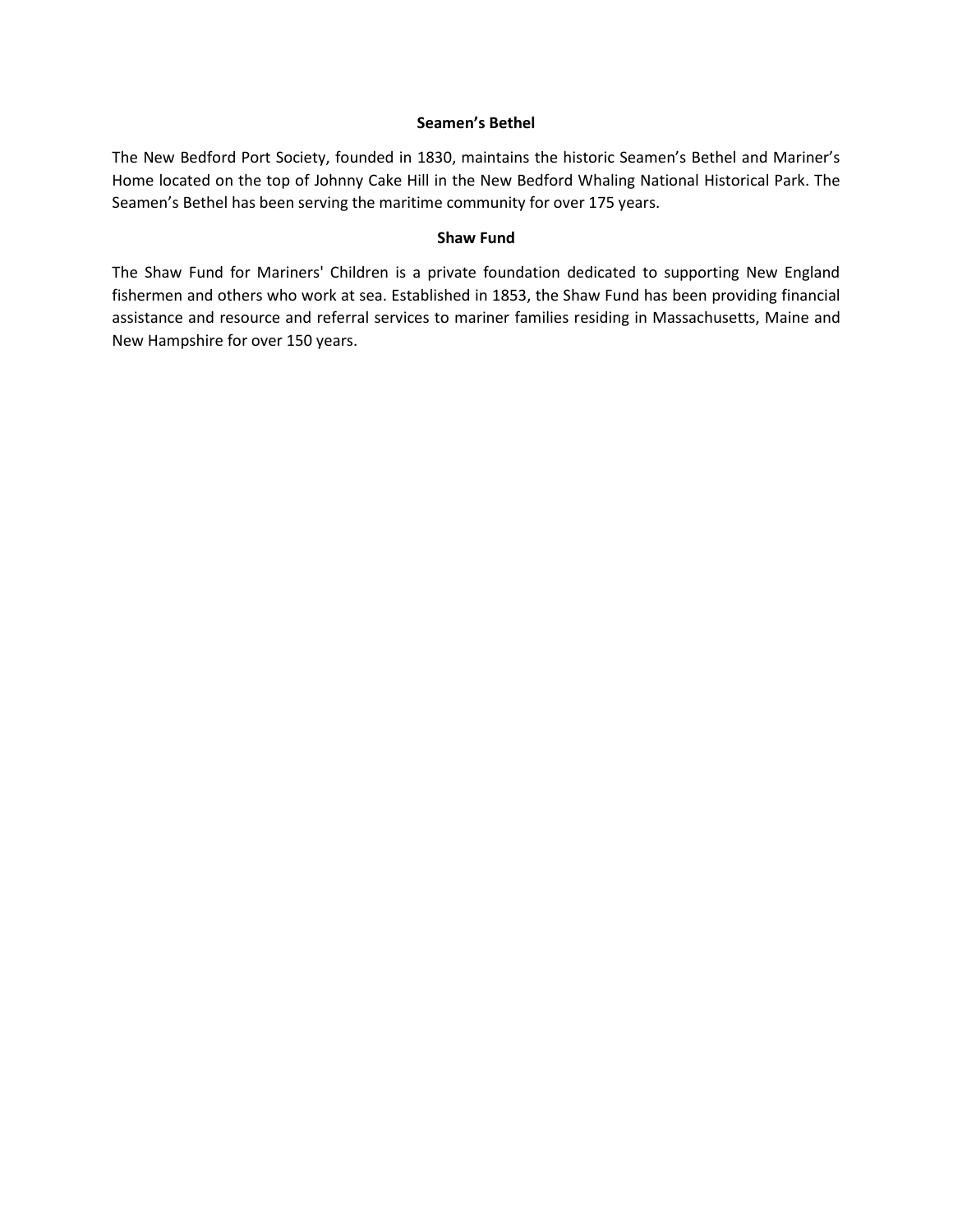**Seamen's Bethel**

The New Bedford Port Society, founded in 1830, maintains the historic Seamen's Bethel and Mariner's Home located on the top of Johnny Cake Hill in the New Bedford Whaling National Historical Park. The Seamen's Bethel has been serving the maritime community for over 175 years.

**Shaw Fund**

The Shaw Fund for Mariners' Children is a private foundation dedicated to supporting New England fishermen and others who work at sea. Established in 1853, the Shaw Fund has been providing financial assistance and resource and referral services to mariner families residing in Massachusetts, Maine and New Hampshire for over 150 years.